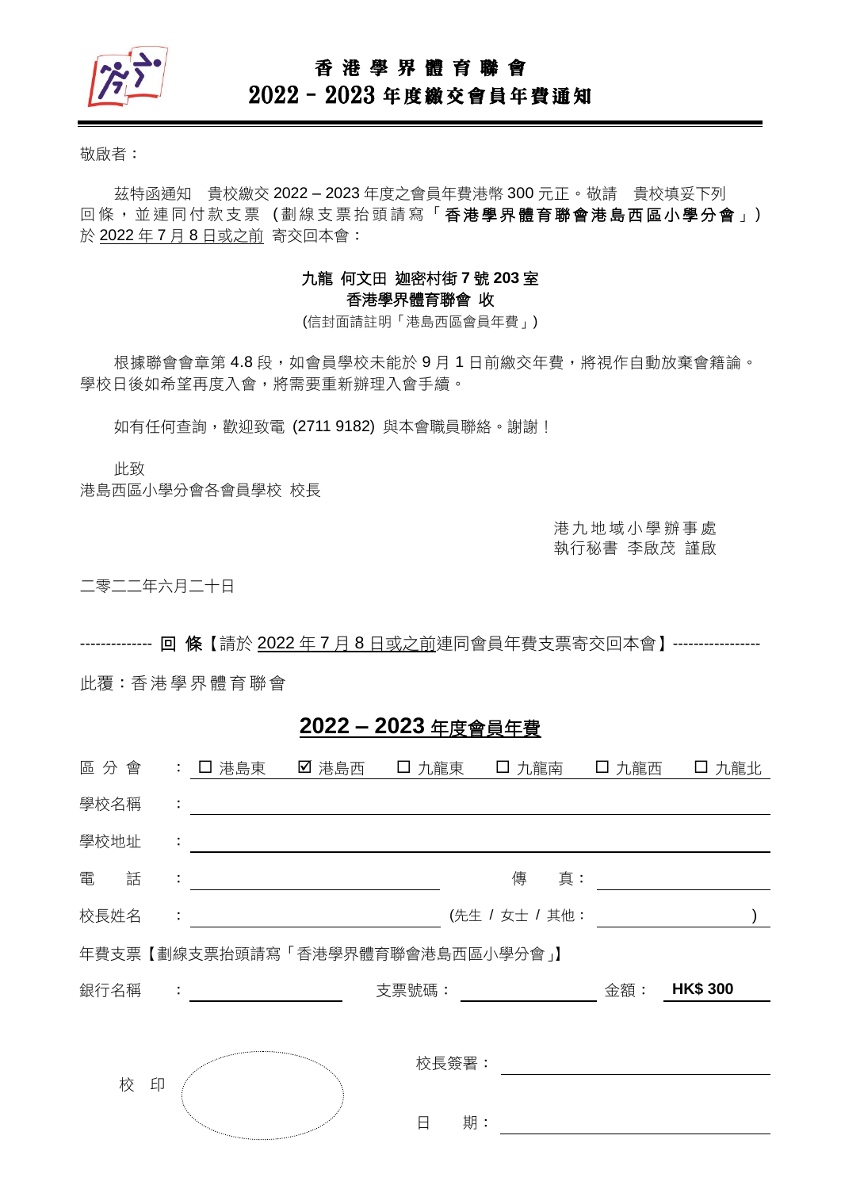# 香港學界體育聯會
## 2022 – 2023 年度繳交會員年費通知

敬啟者：

茲特函通知　貴校繳交 2022 – 2023 年度之會員年費港幣 300 元正。敬請　貴校填妥下列回條，並連同付款支票（劃線支票抬頭請寫「**香港學界體育聯會港島西區小學分會**」）於 2022 年 7 月 8 日或之前 寄交回本會：

**九龍 何文田 迦密村街 7 號 203 室**
**香港學界體育聯會 收**
(信封面請註明「港島西區會員年費」)

根據聯會會章第 4.8 段，如會員學校未能於 9 月 1 日前繳交年費，將視作自動放棄會籍論。學校日後如希望再度入會，將需要重新辦理入會手續。

如有任何查詢，歡迎致電 (2711 9182) 與本會職員聯絡。謝謝！

此致
港島西區小學分會各會員學校 校長

港九地域小學辦事處
執行秘書 李啟茂 謹啟

二零二二年六月二十日

-------------- **回 條**【請於 2022 年 7 月 8 日或之前連同會員年費支票寄交回本會】-----------------

此覆：香港學界體育聯會

## 2022 – 2023 年度會員年費

區分會 ： ☐ 港島東　☑ 港島西　☐ 九龍東　☐ 九龍南　☐ 九龍西　☐ 九龍北

學校名稱 ： ____________________

學校地址 ： ____________________

電話 ： ____________________　傳真： ____________________

校長姓名 ： ____________________ (先生 / 女士 / 其他： ____________________ )

年費支票【劃線支票抬頭請寫「香港學界體育聯會港島西區小學分會」】

銀行名稱 ： ____________________　支票號碼： ____________________　金額： **HK$ 300**

校印

校長簽署： ____________________

日期： ____________________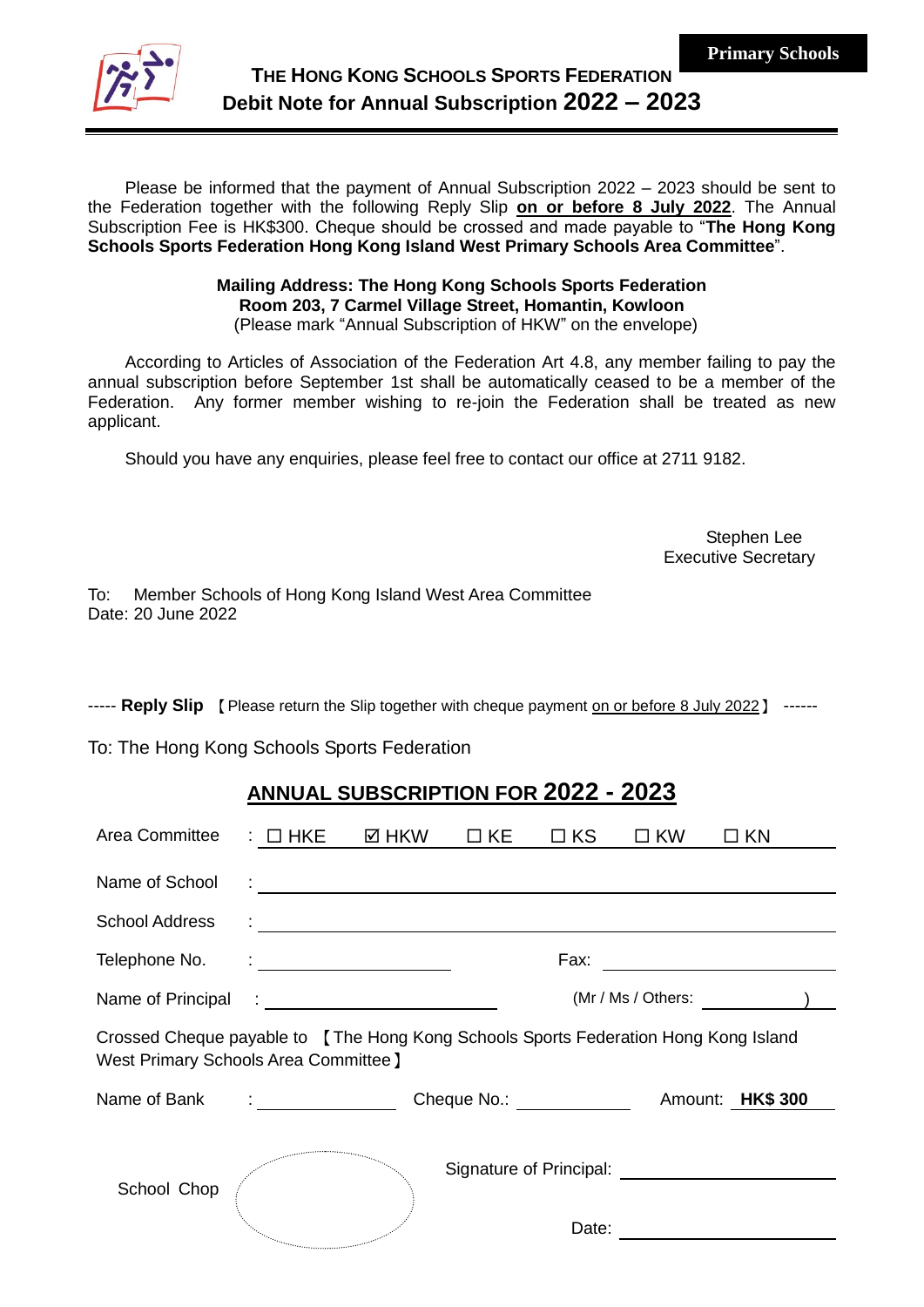Primary Schools

**THE HONG KONG SCHOOLS SPORTS FEDERATION**

**Debit Note for Annual Subscription 2022 – 2023**

Please be informed that the payment of Annual Subscription 2022 – 2023 should be sent to the Federation together with the following Reply Slip **on or before 8 July 2022**. The Annual Subscription Fee is HK$300. Cheque should be crossed and made payable to "**The Hong Kong Schools Sports Federation Hong Kong Island West Primary Schools Area Committee**".

**Mailing Address: The Hong Kong Schools Sports Federation**
**Room 203, 7 Carmel Village Street, Homantin, Kowloon**
(Please mark "Annual Subscription of HKW" on the envelope)

According to Articles of Association of the Federation Art 4.8, any member failing to pay the annual subscription before September 1st shall be automatically ceased to be a member of the Federation. Any former member wishing to re-join the Federation shall be treated as new applicant.

Should you have any enquiries, please feel free to contact our office at 2711 9182.

Stephen Lee
Executive Secretary

To: Member Schools of Hong Kong Island West Area Committee
Date: 20 June 2022

----- **Reply Slip** 【Please return the Slip together with cheque payment on or before 8 July 2022】 ------

To: The Hong Kong Schools Sports Federation

## ANNUAL SUBSCRIPTION FOR 2022 - 2023

Area Committee : ☐ HKE ☑ HKW ☐ KE ☐ KS ☐ KW ☐ KN

Name of School : ______________________________

School Address : ______________________________

Telephone No. : ____________ Fax: ____________

Name of Principal : ____________ (Mr / Ms / Others: ________ )

Crossed Cheque payable to 【The Hong Kong Schools Sports Federation Hong Kong Island West Primary Schools Area Committee】

Name of Bank : ____________ Cheque No.: ____________ Amount: **HK$ 300**

School Chop

Signature of Principal: ____________

Date: ____________